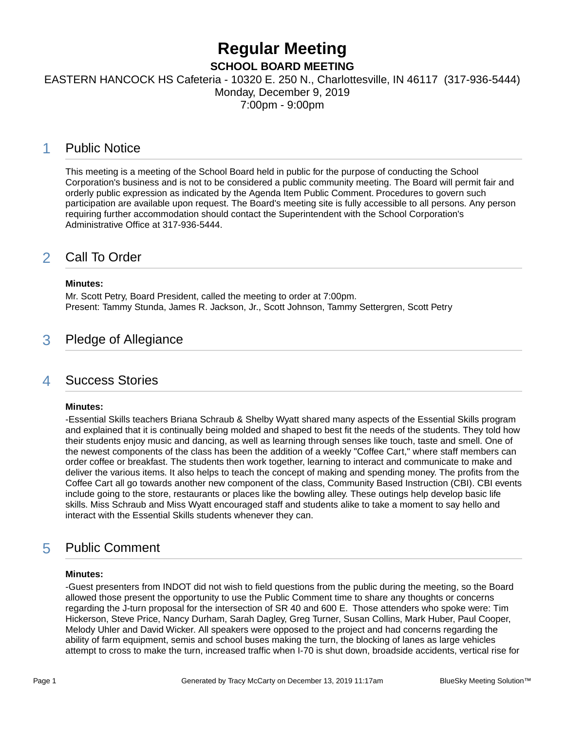# Regular Meeting

## SCHOOL BOARD MEETING

EASTERN HANCOCK HS Cafeteria - 10320 E. 250 N., Charlottesville, IN 46117 (317-936-5444)
Monday, December 9, 2019
7:00pm - 9:00pm

## 1 Public Notice

This meeting is a meeting of the School Board held in public for the purpose of conducting the School Corporation's business and is not to be considered a public community meeting. The Board will permit fair and orderly public expression as indicated by the Agenda Item Public Comment. Procedures to govern such participation are available upon request. The Board's meeting site is fully accessible to all persons. Any person requiring further accommodation should contact the Superintendent with the School Corporation's Administrative Office at 317-936-5444.

## 2 Call To Order

**Minutes:**

Mr. Scott Petry, Board President, called the meeting to order at 7:00pm.
Present: Tammy Stunda, James R. Jackson, Jr., Scott Johnson, Tammy Settergren, Scott Petry

## 3 Pledge of Allegiance

## 4 Success Stories

**Minutes:**

-Essential Skills teachers Briana Schraub & Shelby Wyatt shared many aspects of the Essential Skills program and explained that it is continually being molded and shaped to best fit the needs of the students. They told how their students enjoy music and dancing, as well as learning through senses like touch, taste and smell. One of the newest components of the class has been the addition of a weekly "Coffee Cart," where staff members can order coffee or breakfast. The students then work together, learning to interact and communicate to make and deliver the various items. It also helps to teach the concept of making and spending money. The profits from the Coffee Cart all go towards another new component of the class, Community Based Instruction (CBI). CBI events include going to the store, restaurants or places like the bowling alley. These outings help develop basic life skills. Miss Schraub and Miss Wyatt encouraged staff and students alike to take a moment to say hello and interact with the Essential Skills students whenever they can.

## 5 Public Comment

**Minutes:**

-Guest presenters from INDOT did not wish to field questions from the public during the meeting, so the Board allowed those present the opportunity to use the Public Comment time to share any thoughts or concerns regarding the J-turn proposal for the intersection of SR 40 and 600 E. Those attenders who spoke were: Tim Hickerson, Steve Price, Nancy Durham, Sarah Dagley, Greg Turner, Susan Collins, Mark Huber, Paul Cooper, Melody Uhler and David Wicker. All speakers were opposed to the project and had concerns regarding the ability of farm equipment, semis and school buses making the turn, the blocking of lanes as large vehicles attempt to cross to make the turn, increased traffic when I-70 is shut down, broadside accidents, vertical rise for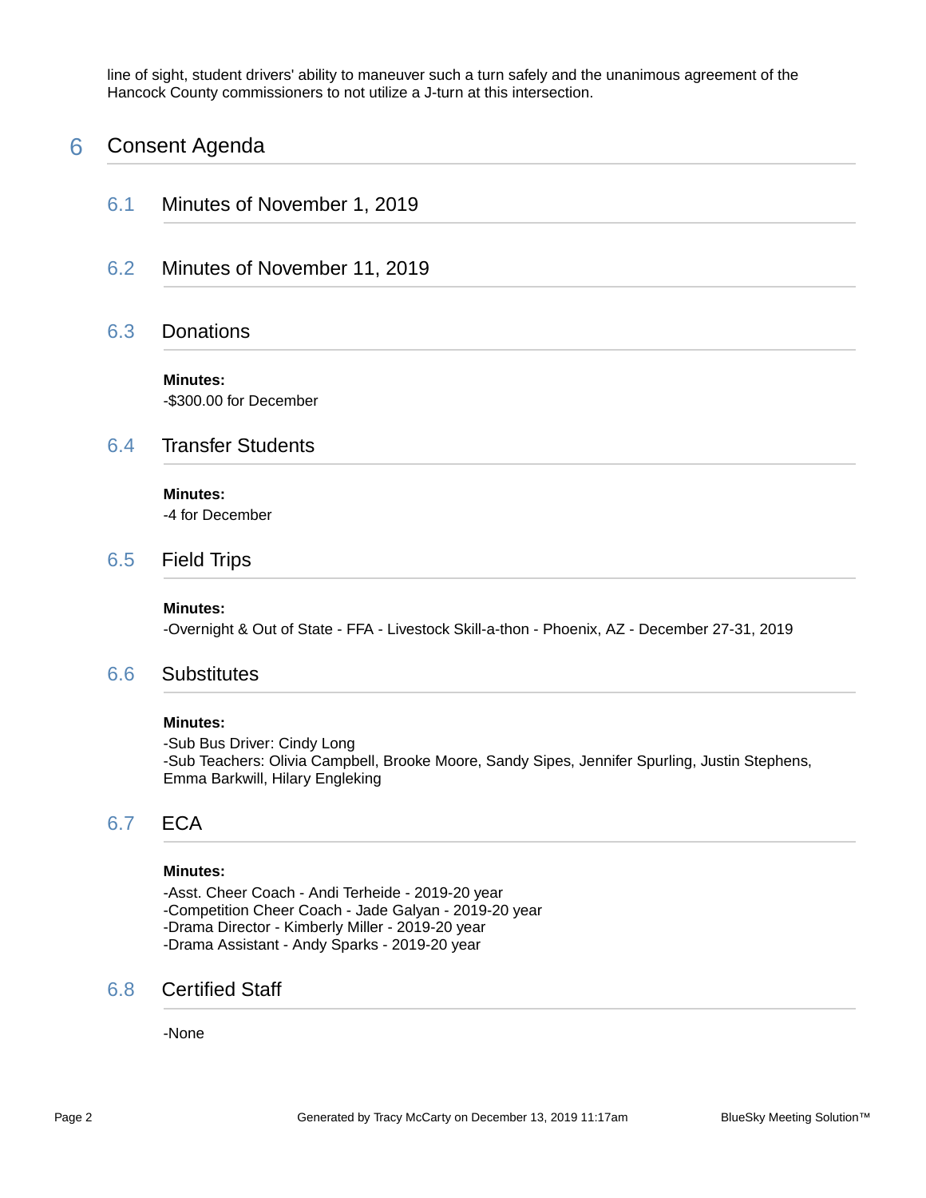line of sight, student drivers' ability to maneuver such a turn safely and the unanimous agreement of the Hancock County commissioners to not utilize a J-turn at this intersection.

# 6 Consent Agenda

## 6.1 Minutes of November 1, 2019

## 6.2 Minutes of November 11, 2019

## 6.3 Donations

**Minutes:**
-$300.00 for December

## 6.4 Transfer Students

**Minutes:**
-4 for December

## 6.5 Field Trips

**Minutes:**
-Overnight & Out of State - FFA - Livestock Skill-a-thon - Phoenix, AZ - December 27-31, 2019

## 6.6 Substitutes

**Minutes:**
-Sub Bus Driver: Cindy Long
-Sub Teachers: Olivia Campbell, Brooke Moore, Sandy Sipes, Jennifer Spurling, Justin Stephens, Emma Barkwill, Hilary Engleking

## 6.7 ECA

**Minutes:**
-Asst. Cheer Coach - Andi Terheide - 2019-20 year
-Competition Cheer Coach - Jade Galyan - 2019-20 year
-Drama Director - Kimberly Miller - 2019-20 year
-Drama Assistant - Andy Sparks - 2019-20 year

## 6.8 Certified Staff

-None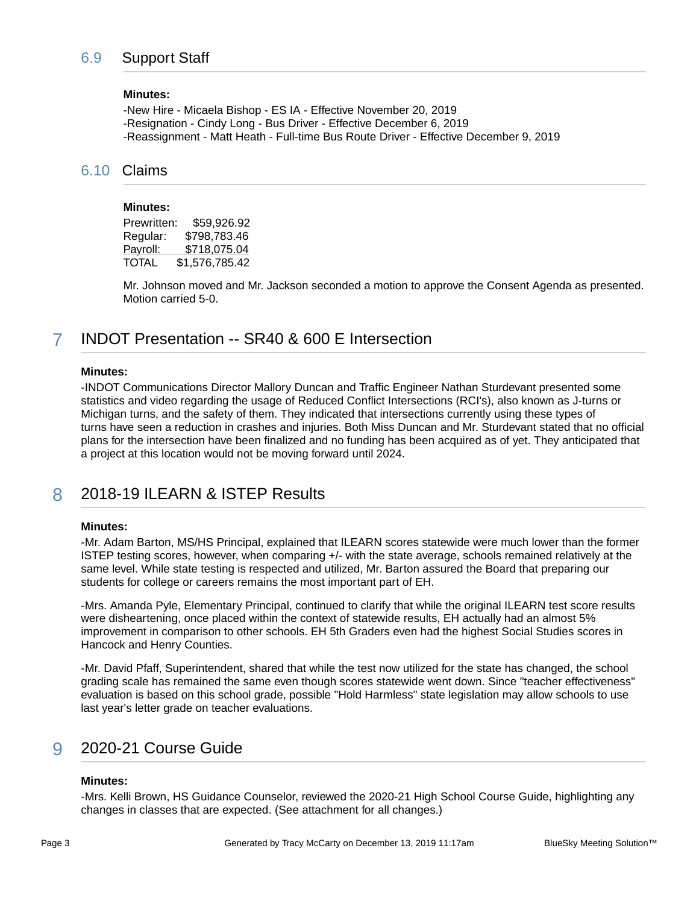### 6.9 Support Staff

**Minutes:**

-New Hire - Micaela Bishop - ES IA - Effective November 20, 2019
-Resignation - Cindy Long - Bus Driver - Effective December 6, 2019
-Reassignment - Matt Heath - Full-time Bus Route Driver - Effective December 9, 2019

### 6.10 Claims

**Minutes:**

| | |
|---|---|
| Prewritten: | $59,926.92 |
| Regular: | $798,783.46 |
| Payroll: | $718,075.04 |
| TOTAL | $1,576,785.42 |

Mr. Johnson moved and Mr. Jackson seconded a motion to approve the Consent Agenda as presented. Motion carried 5-0.

## 7 INDOT Presentation -- SR40 & 600 E Intersection

**Minutes:**

-INDOT Communications Director Mallory Duncan and Traffic Engineer Nathan Sturdevant presented some statistics and video regarding the usage of Reduced Conflict Intersections (RCI's), also known as J-turns or Michigan turns, and the safety of them. They indicated that intersections currently using these types of turns have seen a reduction in crashes and injuries. Both Miss Duncan and Mr. Sturdevant stated that no official plans for the intersection have been finalized and no funding has been acquired as of yet. They anticipated that a project at this location would not be moving forward until 2024.

## 8 2018-19 ILEARN & ISTEP Results

**Minutes:**

-Mr. Adam Barton, MS/HS Principal, explained that ILEARN scores statewide were much lower than the former ISTEP testing scores, however, when comparing +/- with the state average, schools remained relatively at the same level. While state testing is respected and utilized, Mr. Barton assured the Board that preparing our students for college or careers remains the most important part of EH.

-Mrs. Amanda Pyle, Elementary Principal, continued to clarify that while the original ILEARN test score results were disheartening, once placed within the context of statewide results, EH actually had an almost 5% improvement in comparison to other schools. EH 5th Graders even had the highest Social Studies scores in Hancock and Henry Counties.

-Mr. David Pfaff, Superintendent, shared that while the test now utilized for the state has changed, the school grading scale has remained the same even though scores statewide went down. Since "teacher effectiveness" evaluation is based on this school grade, possible "Hold Harmless" state legislation may allow schools to use last year's letter grade on teacher evaluations.

## 9 2020-21 Course Guide

**Minutes:**

-Mrs. Kelli Brown, HS Guidance Counselor, reviewed the 2020-21 High School Course Guide, highlighting any changes in classes that are expected. (See attachment for all changes.)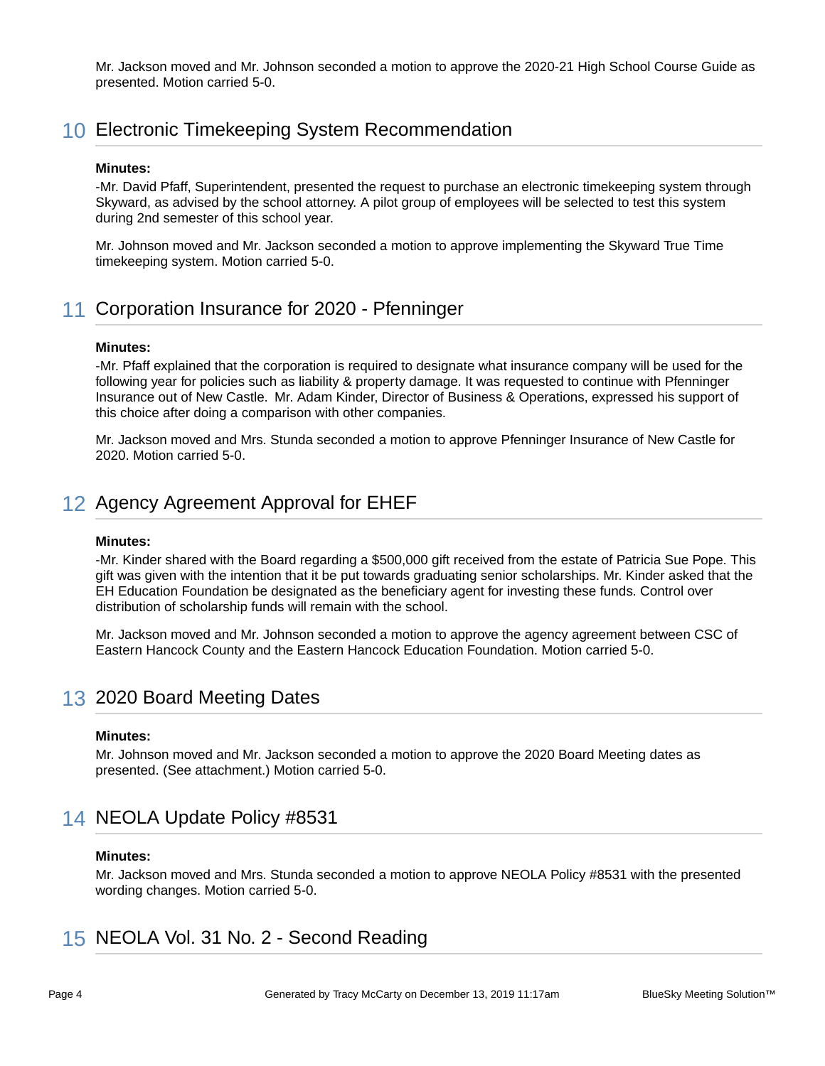Mr. Jackson moved and Mr. Johnson seconded a motion to approve the 2020-21 High School Course Guide as presented. Motion carried 5-0.

## 10 Electronic Timekeeping System Recommendation

**Minutes:**

-Mr. David Pfaff, Superintendent, presented the request to purchase an electronic timekeeping system through Skyward, as advised by the school attorney. A pilot group of employees will be selected to test this system during 2nd semester of this school year.

Mr. Johnson moved and Mr. Jackson seconded a motion to approve implementing the Skyward True Time timekeeping system. Motion carried 5-0.

## 11 Corporation Insurance for 2020 - Pfenninger

**Minutes:**

-Mr. Pfaff explained that the corporation is required to designate what insurance company will be used for the following year for policies such as liability & property damage. It was requested to continue with Pfenninger Insurance out of New Castle. Mr. Adam Kinder, Director of Business & Operations, expressed his support of this choice after doing a comparison with other companies.

Mr. Jackson moved and Mrs. Stunda seconded a motion to approve Pfenninger Insurance of New Castle for 2020. Motion carried 5-0.

## 12 Agency Agreement Approval for EHEF

**Minutes:**

-Mr. Kinder shared with the Board regarding a $500,000 gift received from the estate of Patricia Sue Pope. This gift was given with the intention that it be put towards graduating senior scholarships. Mr. Kinder asked that the EH Education Foundation be designated as the beneficiary agent for investing these funds. Control over distribution of scholarship funds will remain with the school.

Mr. Jackson moved and Mr. Johnson seconded a motion to approve the agency agreement between CSC of Eastern Hancock County and the Eastern Hancock Education Foundation. Motion carried 5-0.

## 13 2020 Board Meeting Dates

**Minutes:**

Mr. Johnson moved and Mr. Jackson seconded a motion to approve the 2020 Board Meeting dates as presented. (See attachment.) Motion carried 5-0.

## 14 NEOLA Update Policy #8531

**Minutes:**

Mr. Jackson moved and Mrs. Stunda seconded a motion to approve NEOLA Policy #8531 with the presented wording changes. Motion carried 5-0.

## 15 NEOLA Vol. 31 No. 2 - Second Reading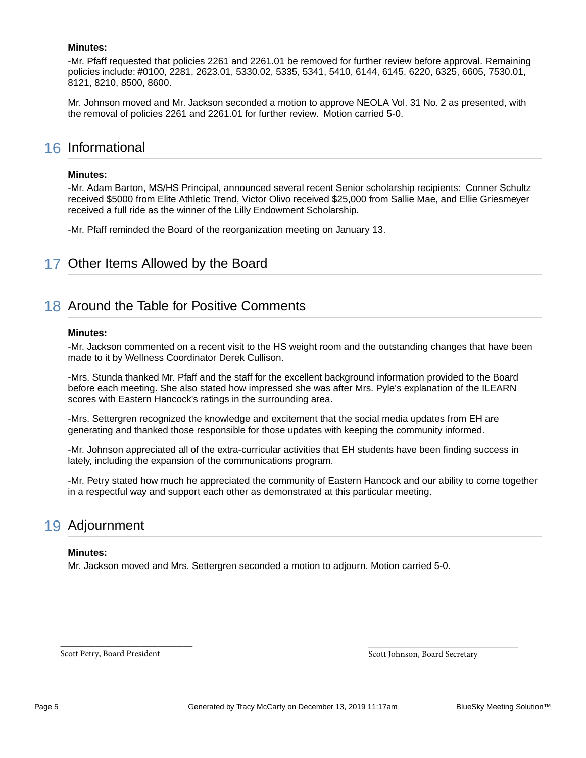**Minutes:**

-Mr. Pfaff requested that policies 2261 and 2261.01 be removed for further review before approval. Remaining policies include: #0100, 2281, 2623.01, 5330.02, 5335, 5341, 5410, 6144, 6145, 6220, 6325, 6605, 7530.01, 8121, 8210, 8500, 8600.

Mr. Johnson moved and Mr. Jackson seconded a motion to approve NEOLA Vol. 31 No. 2 as presented, with the removal of policies 2261 and 2261.01 for further review. Motion carried 5-0.

## 16 Informational

**Minutes:**

-Mr. Adam Barton, MS/HS Principal, announced several recent Senior scholarship recipients: Conner Schultz received $5000 from Elite Athletic Trend, Victor Olivo received $25,000 from Sallie Mae, and Ellie Griesmeyer received a full ride as the winner of the Lilly Endowment Scholarship.

-Mr. Pfaff reminded the Board of the reorganization meeting on January 13.

## 17 Other Items Allowed by the Board

## 18 Around the Table for Positive Comments

**Minutes:**

-Mr. Jackson commented on a recent visit to the HS weight room and the outstanding changes that have been made to it by Wellness Coordinator Derek Cullison.

-Mrs. Stunda thanked Mr. Pfaff and the staff for the excellent background information provided to the Board before each meeting. She also stated how impressed she was after Mrs. Pyle's explanation of the ILEARN scores with Eastern Hancock's ratings in the surrounding area.

-Mrs. Settergren recognized the knowledge and excitement that the social media updates from EH are generating and thanked those responsible for those updates with keeping the community informed.

-Mr. Johnson appreciated all of the extra-curricular activities that EH students have been finding success in lately, including the expansion of the communications program.

-Mr. Petry stated how much he appreciated the community of Eastern Hancock and our ability to come together in a respectful way and support each other as demonstrated at this particular meeting.

## 19 Adjournment

**Minutes:**

Mr. Jackson moved and Mrs. Settergren seconded a motion to adjourn. Motion carried 5-0.

\_\_\_\_\_\_\_\_\_\_\_\_\_\_\_\_\_\_\_\_\_\_\_\_\_\_\_\_\_\_
Scott Petry, Board President

\_\_\_\_\_\_\_\_\_\_\_\_\_\_\_\_\_\_\_\_\_\_\_\_\_\_\_\_\_\_
Scott Johnson, Board Secretary

Generated by Tracy McCarty on December 13, 2019 11:17am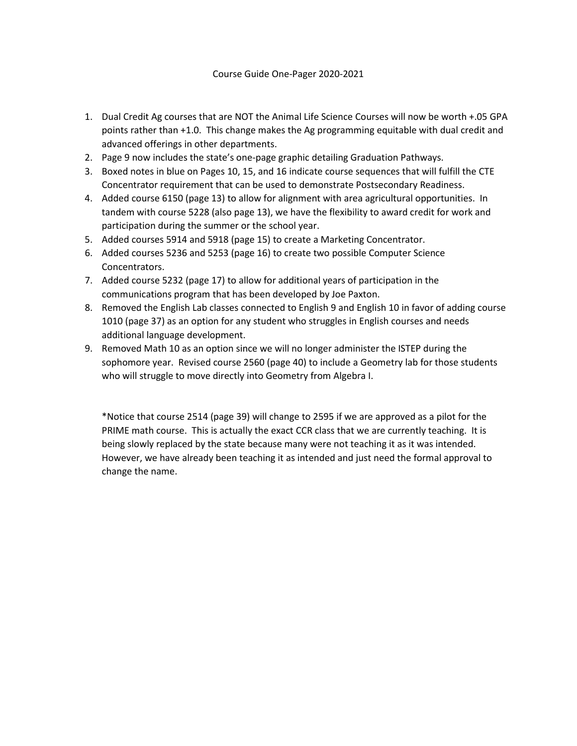# Course Guide One-Pager 2020-2021

1. Dual Credit Ag courses that are NOT the Animal Life Science Courses will now be worth +.05 GPA points rather than +1.0. This change makes the Ag programming equitable with dual credit and advanced offerings in other departments.
2. Page 9 now includes the state's one-page graphic detailing Graduation Pathways.
3. Boxed notes in blue on Pages 10, 15, and 16 indicate course sequences that will fulfill the CTE Concentrator requirement that can be used to demonstrate Postsecondary Readiness.
4. Added course 6150 (page 13) to allow for alignment with area agricultural opportunities. In tandem with course 5228 (also page 13), we have the flexibility to award credit for work and participation during the summer or the school year.
5. Added courses 5914 and 5918 (page 15) to create a Marketing Concentrator.
6. Added courses 5236 and 5253 (page 16) to create two possible Computer Science Concentrators.
7. Added course 5232 (page 17) to allow for additional years of participation in the communications program that has been developed by Joe Paxton.
8. Removed the English Lab classes connected to English 9 and English 10 in favor of adding course 1010 (page 37) as an option for any student who struggles in English courses and needs additional language development.
9. Removed Math 10 as an option since we will no longer administer the ISTEP during the sophomore year. Revised course 2560 (page 40) to include a Geometry lab for those students who will struggle to move directly into Geometry from Algebra I.

*Notice that course 2514 (page 39) will change to 2595 if we are approved as a pilot for the PRIME math course. This is actually the exact CCR class that we are currently teaching. It is being slowly replaced by the state because many were not teaching it as it was intended. However, we have already been teaching it as intended and just need the formal approval to change the name.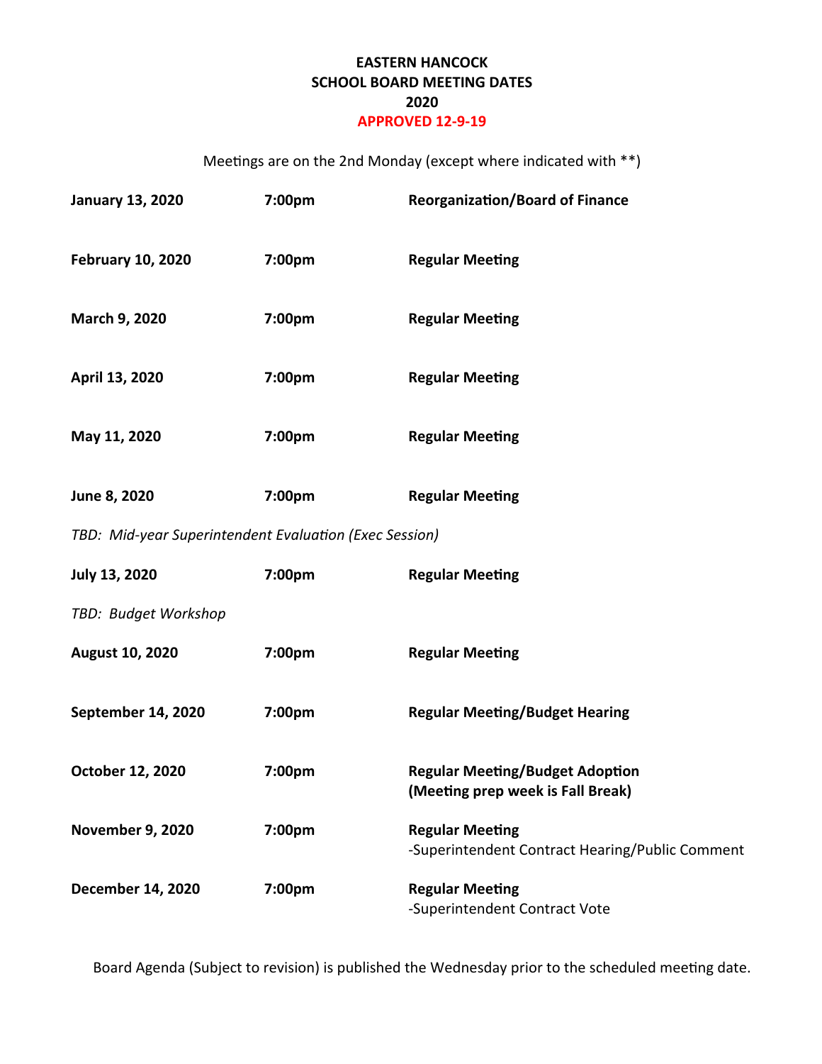# EASTERN HANCOCK
# SCHOOL BOARD MEETING DATES
# 2020
# APPROVED 12-9-19

Meetings are on the 2nd Monday (except where indicated with **)

| | | |
|---|---|---|
| **January 13, 2020** | **7:00pm** | **Reorganization/Board of Finance** |
| **February 10, 2020** | **7:00pm** | **Regular Meeting** |
| **March 9, 2020** | **7:00pm** | **Regular Meeting** |
| **April 13, 2020** | **7:00pm** | **Regular Meeting** |
| **May 11, 2020** | **7:00pm** | **Regular Meeting** |
| **June 8, 2020** | **7:00pm** | **Regular Meeting** |
| *TBD: Mid-year Superintendent Evaluation (Exec Session)* | | |
| **July 13, 2020** | **7:00pm** | **Regular Meeting** |
| *TBD: Budget Workshop* | | |
| **August 10, 2020** | **7:00pm** | **Regular Meeting** |
| **September 14, 2020** | **7:00pm** | **Regular Meeting/Budget Hearing** |
| **October 12, 2020** | **7:00pm** | **Regular Meeting/Budget Adoption (Meeting prep week is Fall Break)** |
| **November 9, 2020** | **7:00pm** | **Regular Meeting** -Superintendent Contract Hearing/Public Comment |
| **December 14, 2020** | **7:00pm** | **Regular Meeting** -Superintendent Contract Vote |

Board Agenda (Subject to revision) is published the Wednesday prior to the scheduled meeting date.